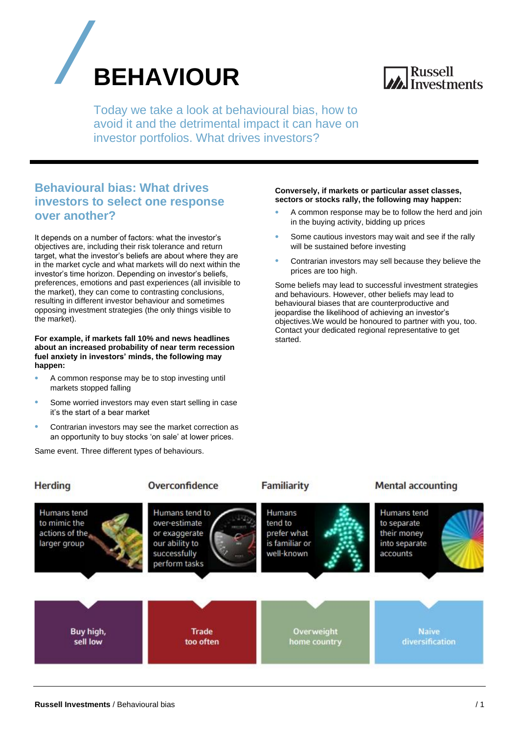# BEHAVIOUR

Today we take a look at behavioural bias, how to avoid it and the detrimental impact it can have on investor portfolios. What drives investors?

## Behavioural bias: What drives investors to select one response over another?

It depends on a number of factors: what the investor's objectives are, including their risk tolerance and return target, what the investor's beliefs are about where they are in the market cycle and what markets will do next within the investor's time horizon. Depending on investor's beliefs, preferences, emotions and past experiences (all invisible to the market), they can come to contrasting conclusions, resulting in different investor behaviour and sometimes opposing investment strategies (the only things visible to the market).

**For example, if markets fall 10% and news headlines about an increased probability of near term recession fuel anxiety in investors' minds, the following may happen:**

- A common response may be to stop investing until markets stopped falling
- Some worried investors may even start selling in case it's the start of a bear market
- Contrarian investors may see the market correction as an opportunity to buy stocks 'on sale' at lower prices.

Same event. Three different types of behaviours.

**Conversely, if markets or particular asset classes, sectors or stocks rally, the following may happen:**

- A common response may be to follow the herd and join in the buying activity, bidding up prices
- Some cautious investors may wait and see if the rally will be sustained before investing
- Contrarian investors may sell because they believe the prices are too high.

Some beliefs may lead to successful investment strategies and behaviours. However, other beliefs may lead to behavioural biases that are counterproductive and jeopardise the likelihood of achieving an investor's objectives.We would be honoured to partner with you, too. Contact your dedicated regional representative to get started.

| Herding | Overconfidence | Familiarity | Mental accounting |
|---|---|---|---|
| Humans tend to mimic the actions of the larger group | Humans tend to over-estimate or exaggerate our ability to successfully perform tasks | Humans tend to prefer what is familiar or well-known | Humans tend to separate their money into separate accounts |
| Buy high, sell low | Trade too often | Overweight home country | Naive diversification |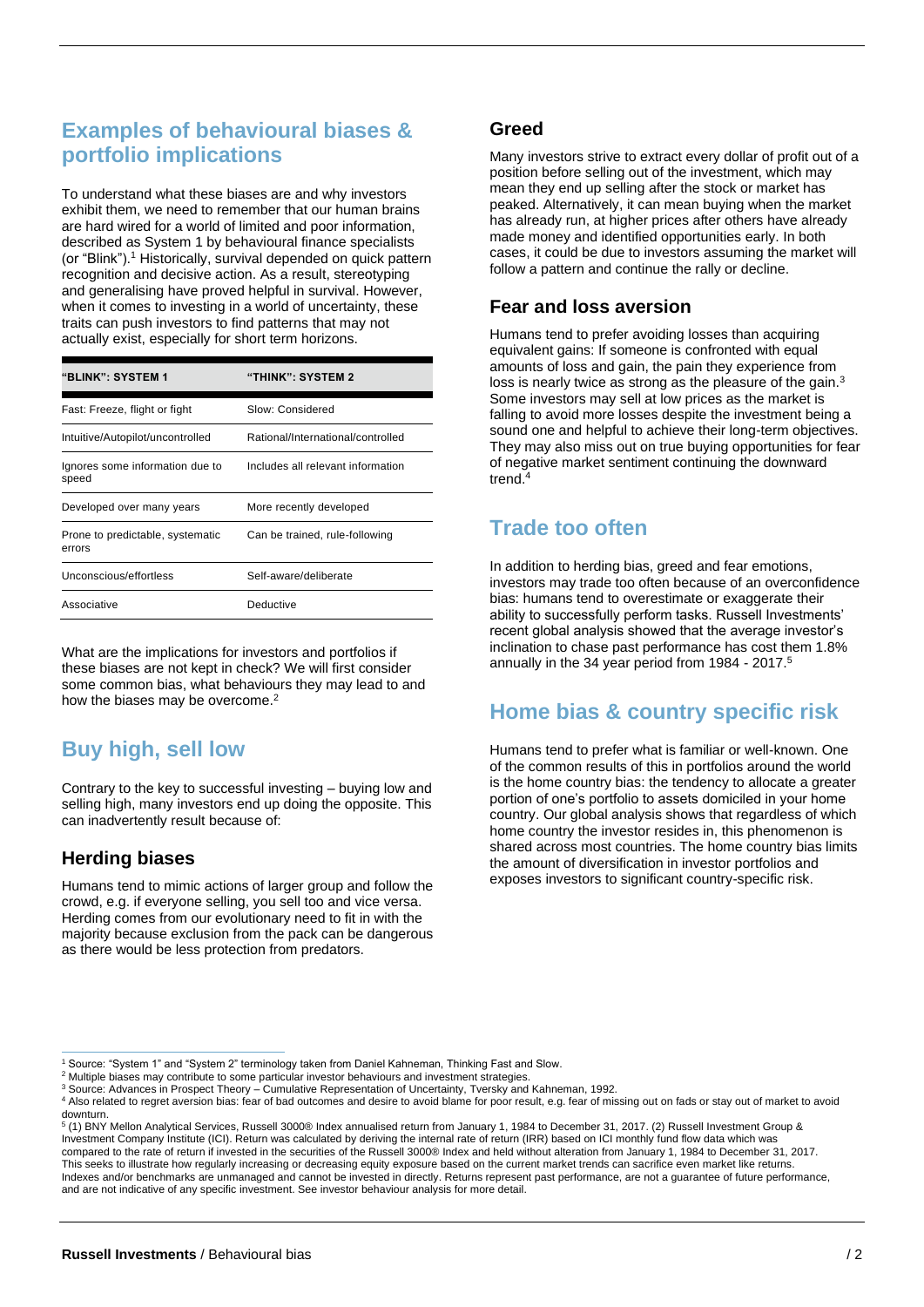## Examples of behavioural biases & portfolio implications

To understand what these biases are and why investors exhibit them, we need to remember that our human brains are hard wired for a world of limited and poor information, described as System 1 by behavioural finance specialists (or "Blink").[1] Historically, survival depended on quick pattern recognition and decisive action. As a result, stereotyping and generalising have proved helpful in survival. However, when it comes to investing in a world of uncertainty, these traits can push investors to find patterns that may not actually exist, especially for short term horizons.

| "BLINK": SYSTEM 1 | "THINK": SYSTEM 2 |
|---|---|
| Fast: Freeze, flight or fight | Slow: Considered |
| Intuitive/Autopilot/uncontrolled | Rational/International/controlled |
| Ignores some information due to speed | Includes all relevant information |
| Developed over many years | More recently developed |
| Prone to predictable, systematic errors | Can be trained, rule-following |
| Unconscious/effortless | Self-aware/deliberate |
| Associative | Deductive |

What are the implications for investors and portfolios if these biases are not kept in check? We will first consider some common bias, what behaviours they may lead to and how the biases may be overcome.[2]

## Buy high, sell low

Contrary to the key to successful investing – buying low and selling high, many investors end up doing the opposite. This can inadvertently result because of:

### Herding biases

Humans tend to mimic actions of larger group and follow the crowd, e.g. if everyone selling, you sell too and vice versa. Herding comes from our evolutionary need to fit in with the majority because exclusion from the pack can be dangerous as there would be less protection from predators.

### Greed

Many investors strive to extract every dollar of profit out of a position before selling out of the investment, which may mean they end up selling after the stock or market has peaked. Alternatively, it can mean buying when the market has already run, at higher prices after others have already made money and identified opportunities early. In both cases, it could be due to investors assuming the market will follow a pattern and continue the rally or decline.

### Fear and loss aversion

Humans tend to prefer avoiding losses than acquiring equivalent gains: If someone is confronted with equal amounts of loss and gain, the pain they experience from loss is nearly twice as strong as the pleasure of the gain.[3] Some investors may sell at low prices as the market is falling to avoid more losses despite the investment being a sound one and helpful to achieve their long-term objectives. They may also miss out on true buying opportunities for fear of negative market sentiment continuing the downward trend.[4]

## Trade too often

In addition to herding bias, greed and fear emotions, investors may trade too often because of an overconfidence bias: humans tend to overestimate or exaggerate their ability to successfully perform tasks. Russell Investments' recent global analysis showed that the average investor's inclination to chase past performance has cost them 1.8% annually in the 34 year period from 1984 - 2017.[5]

## Home bias & country specific risk

Humans tend to prefer what is familiar or well-known. One of the common results of this in portfolios around the world is the home country bias: the tendency to allocate a greater portion of one's portfolio to assets domiciled in your home country. Our global analysis shows that regardless of which home country the investor resides in, this phenomenon is shared across most countries. The home country bias limits the amount of diversification in investor portfolios and exposes investors to significant country-specific risk.

---

[1] Source: "System 1" and "System 2" terminology taken from Daniel Kahneman, Thinking Fast and Slow.

[2] Multiple biases may contribute to some particular investor behaviours and investment strategies.

[3] Source: Advances in Prospect Theory – Cumulative Representation of Uncertainty, Tversky and Kahneman, 1992.

[4] Also related to regret aversion bias: fear of bad outcomes and desire to avoid blame for poor result, e.g. fear of missing out on fads or stay out of market to avoid downturn.

[5] (1) BNY Mellon Analytical Services, Russell 3000® Index annualised return from January 1, 1984 to December 31, 2017. (2) Russell Investment Group & Investment Company Institute (ICI). Return was calculated by deriving the internal rate of return (IRR) based on ICI monthly fund flow data which was compared to the rate of return if invested in the securities of the Russell 3000® Index and held without alteration from January 1, 1984 to December 31, 2017. This seeks to illustrate how regularly increasing or decreasing equity exposure based on the current market trends can sacrifice even market like returns. Indexes and/or benchmarks are unmanaged and cannot be invested in directly. Returns represent past performance, are not a guarantee of future performance, and are not indicative of any specific investment. See investor behaviour analysis for more detail.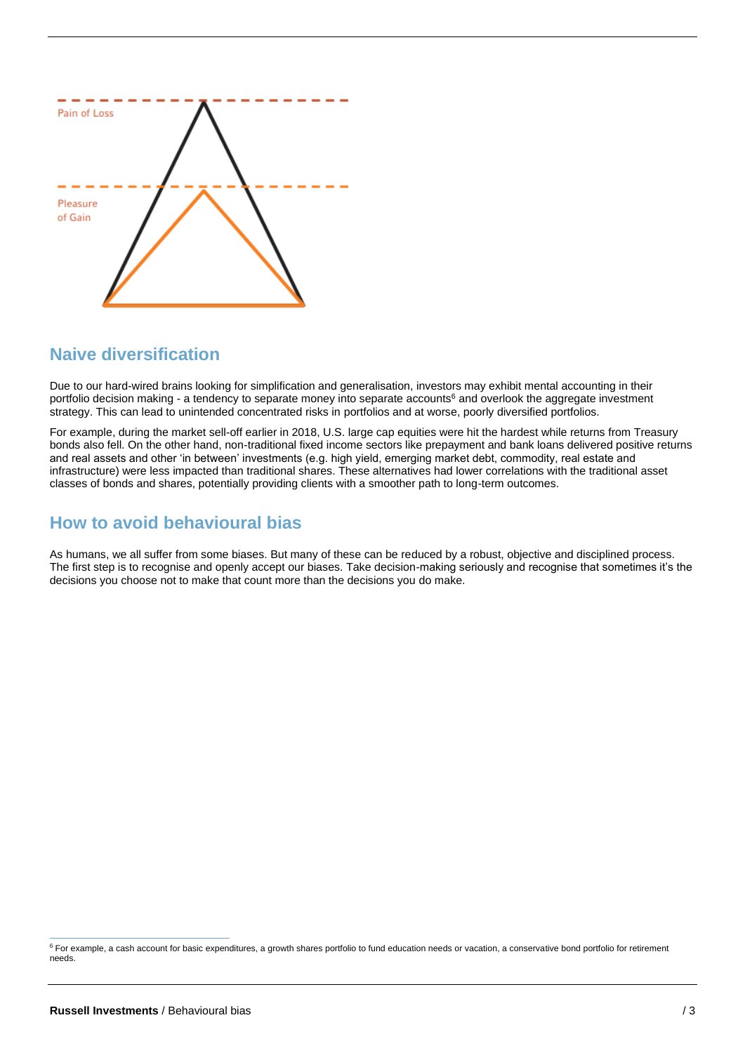Pain of Loss

Pleasure of Gain

## Naive diversification

Due to our hard-wired brains looking for simplification and generalisation, investors may exhibit mental accounting in their portfolio decision making - a tendency to separate money into separate accounts[6] and overlook the aggregate investment strategy. This can lead to unintended concentrated risks in portfolios and at worse, poorly diversified portfolios.

For example, during the market sell-off earlier in 2018, U.S. large cap equities were hit the hardest while returns from Treasury bonds also fell. On the other hand, non-traditional fixed income sectors like prepayment and bank loans delivered positive returns and real assets and other 'in between' investments (e.g. high yield, emerging market debt, commodity, real estate and infrastructure) were less impacted than traditional shares. These alternatives had lower correlations with the traditional asset classes of bonds and shares, potentially providing clients with a smoother path to long-term outcomes.

## How to avoid behavioural bias

As humans, we all suffer from some biases. But many of these can be reduced by a robust, objective and disciplined process. The first step is to recognise and openly accept our biases. Take decision-making seriously and recognise that sometimes it's the decisions you choose not to make that count more than the decisions you do make.

[6] For example, a cash account for basic expenditures, a growth shares portfolio to fund education needs or vacation, a conservative bond portfolio for retirement needs.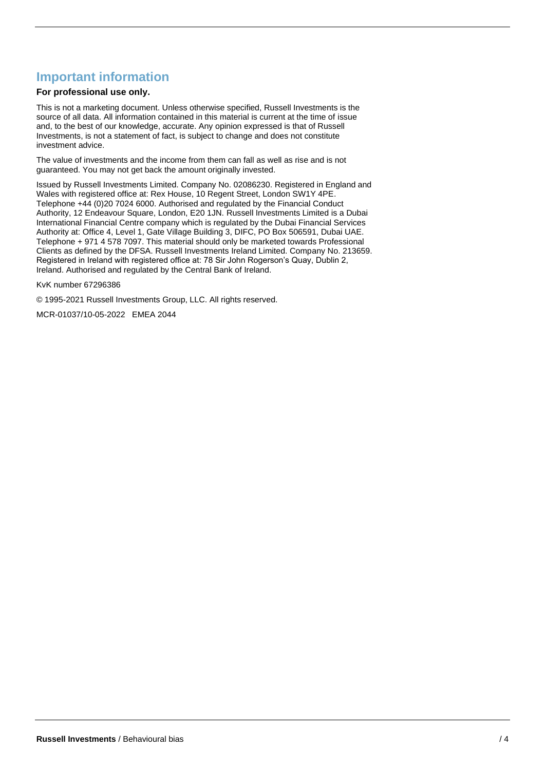## Important information

**For professional use only.**

This is not a marketing document. Unless otherwise specified, Russell Investments is the source of all data. All information contained in this material is current at the time of issue and, to the best of our knowledge, accurate. Any opinion expressed is that of Russell Investments, is not a statement of fact, is subject to change and does not constitute investment advice.

The value of investments and the income from them can fall as well as rise and is not guaranteed. You may not get back the amount originally invested.

Issued by Russell Investments Limited. Company No. 02086230. Registered in England and Wales with registered office at: Rex House, 10 Regent Street, London SW1Y 4PE. Telephone +44 (0)20 7024 6000. Authorised and regulated by the Financial Conduct Authority, 12 Endeavour Square, London, E20 1JN. Russell Investments Limited is a Dubai International Financial Centre company which is regulated by the Dubai Financial Services Authority at: Office 4, Level 1, Gate Village Building 3, DIFC, PO Box 506591, Dubai UAE. Telephone + 971 4 578 7097. This material should only be marketed towards Professional Clients as defined by the DFSA. Russell Investments Ireland Limited. Company No. 213659. Registered in Ireland with registered office at: 78 Sir John Rogerson's Quay, Dublin 2, Ireland. Authorised and regulated by the Central Bank of Ireland.

KvK number 67296386

© 1995-2021 Russell Investments Group, LLC. All rights reserved.

MCR-01037/10-05-2022 EMEA 2044